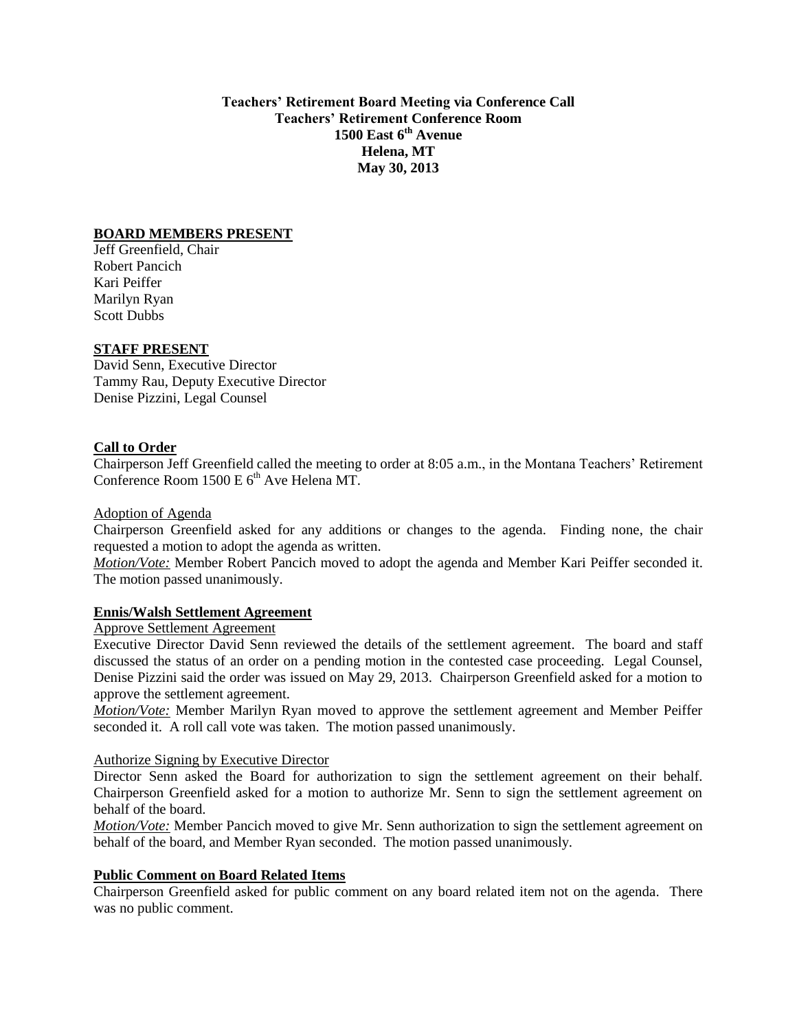**Teachers' Retirement Board Meeting via Conference Call**
**Teachers' Retirement Conference Room**
**1500 East 6th Avenue**
**Helena, MT**
**May 30, 2013**

## BOARD MEMBERS PRESENT

Jeff Greenfield, Chair
Robert Pancich
Kari Peiffer
Marilyn Ryan
Scott Dubbs

## STAFF PRESENT

David Senn, Executive Director
Tammy Rau, Deputy Executive Director
Denise Pizzini, Legal Counsel

## Call to Order

Chairperson Jeff Greenfield called the meeting to order at 8:05 a.m., in the Montana Teachers' Retirement Conference Room 1500 E 6th Ave Helena MT.

### Adoption of Agenda

Chairperson Greenfield asked for any additions or changes to the agenda. Finding none, the chair requested a motion to adopt the agenda as written.

*Motion/Vote:* Member Robert Pancich moved to adopt the agenda and Member Kari Peiffer seconded it. The motion passed unanimously.

## Ennis/Walsh Settlement Agreement

### Approve Settlement Agreement

Executive Director David Senn reviewed the details of the settlement agreement. The board and staff discussed the status of an order on a pending motion in the contested case proceeding. Legal Counsel, Denise Pizzini said the order was issued on May 29, 2013. Chairperson Greenfield asked for a motion to approve the settlement agreement.

*Motion/Vote:* Member Marilyn Ryan moved to approve the settlement agreement and Member Peiffer seconded it. A roll call vote was taken. The motion passed unanimously.

### Authorize Signing by Executive Director

Director Senn asked the Board for authorization to sign the settlement agreement on their behalf. Chairperson Greenfield asked for a motion to authorize Mr. Senn to sign the settlement agreement on behalf of the board.

*Motion/Vote:* Member Pancich moved to give Mr. Senn authorization to sign the settlement agreement on behalf of the board, and Member Ryan seconded. The motion passed unanimously.

## Public Comment on Board Related Items

Chairperson Greenfield asked for public comment on any board related item not on the agenda. There was no public comment.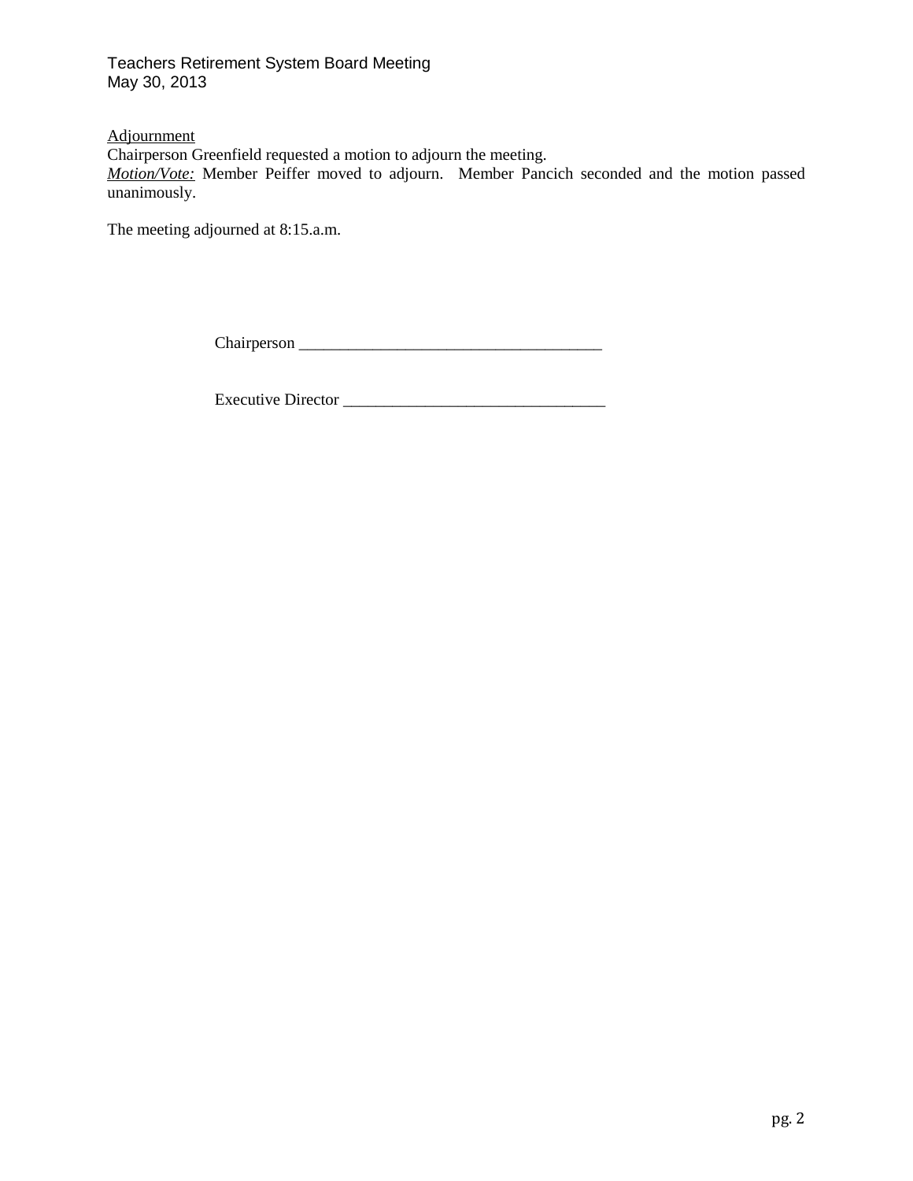Adjournment

Chairperson Greenfield requested a motion to adjourn the meeting.

*Motion/Vote:* Member Peiffer moved to adjourn. Member Pancich seconded and the motion passed unanimously.

The meeting adjourned at 8:15.a.m.

Chairperson _____________________________________

Executive Director _______________________________